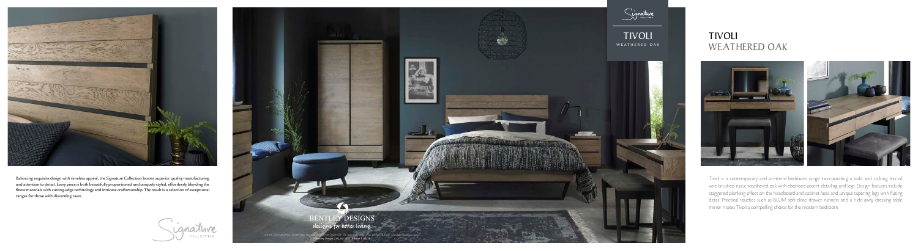Balancing exquisite design with timeless appeal, the Signature Collection boasts superior quality manufacturing and attention to detail. Every piece is both beautifully proportioned and uniquely styled, effortlessly blending the finest materials with cutting-edge technology and intricate craftsmanship. The result is a selection of exceptional ranges for those with discerning taste.

Signature COLLECTION

BENTLEY DESIGNS
designs for better living

Signature COLLECTION

TIVOLI
WEATHERED OAK

# TIVOLI
## WEATHERED OAK

Tivoli is a contemporary and on-trend bedroom range incorporating a bold and striking mix of wire brushed rustic weathered oak with ebonised accent detailing and legs. Design features include staggered planking effect on the headboard and cabinet fascia and unique tapering legs with fluting detail. Practical touches such as BLUM soft-close drawer runners and a hide-away dressing table mirror makes Tivoli a compelling choice for the modern bedroom.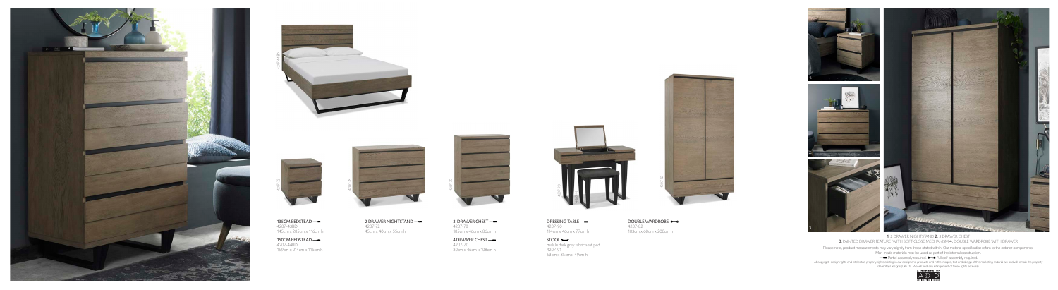135CM BEDSTEAD
4207-43BD
145cm x 205cm x 116cm h

150CM BEDSTEAD
4207-44BD
159cm x 214cm x 116cm h

2 DRAWER NIGHTSTAND
4207-72
45cm x 40cm x 55cm h

3 DRAWER CHEST
4207-78
103cm x 46cm x 86cm h

4 DRAWER CHEST
4207-70
80cm x 46cm x 108cm h

DRESSING TABLE
4207-90
114cm x 46cm x 77cm h

STOOL
mulato dark grey fabric seat pad
4207-91
53cm x 35cm x 49cm h

DOUBLE WARDROBE
4207-83
103cm x 60cm x 200cm h

**1.** 2 DRAWER NIGHTSTAND **2.** 3 DRAWER CHEST
**3.** PAINTED DRAWER FEATURE WITH SOFT-CLOSE MECHANISM **4.** DOUBLE WARDROBE WITH DRAWER

Please note, product measurements may vary slightly from those stated within. Our material specification refers to the exterior components. Man-made materials may be used as part of the internal construction.

Partial assembly required. Full self-assembly required.

All copyright, design rights and intellectual property rights existing in our design and products and in the images, text and design of this marketing material are and will remain the property of Bentley Designs (UK) Ltd. We will take action against infringement of these rights seriously.